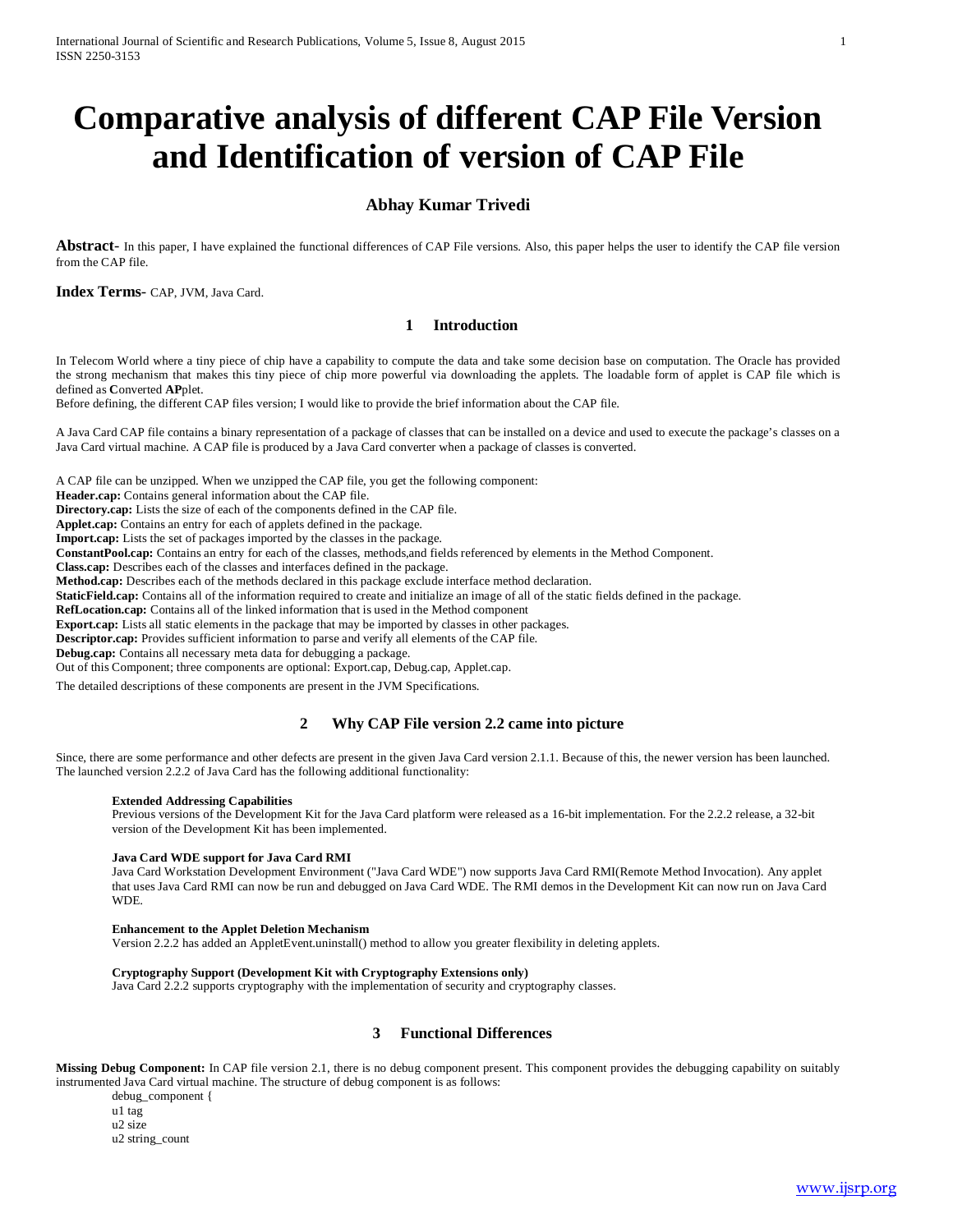# Comparative analysis of different CAP File Version and Identification of version of CAP File

**Abhay Kumar Trivedi**

**Abstract**- In this paper, I have explained the functional differences of CAP File versions. Also, this paper helps the user to identify the CAP file version from the CAP file.

**Index Terms**- CAP, JVM, Java Card.

## 1 Introduction

In Telecom World where a tiny piece of chip have a capability to compute the data and take some decision base on computation. The Oracle has provided the strong mechanism that makes this tiny piece of chip more powerful via downloading the applets. The loadable form of applet is CAP file which is defined as **C**onverted **AP**plet.
Before defining, the different CAP files version; I would like to provide the brief information about the CAP file.

A Java Card CAP file contains a binary representation of a package of classes that can be installed on a device and used to execute the package's classes on a Java Card virtual machine. A CAP file is produced by a Java Card converter when a package of classes is converted.

A CAP file can be unzipped. When we unzipped the CAP file, you get the following component:
**Header.cap:** Contains general information about the CAP file.
**Directory.cap:** Lists the size of each of the components defined in the CAP file.
**Applet.cap:** Contains an entry for each of applets defined in the package.
**Import.cap:** Lists the set of packages imported by the classes in the package.
**ConstantPool.cap:** Contains an entry for each of the classes, methods,and fields referenced by elements in the Method Component.
**Class.cap:** Describes each of the classes and interfaces defined in the package.
**Method.cap:** Describes each of the methods declared in this package exclude interface method declaration.
**StaticField.cap:** Contains all of the information required to create and initialize an image of all of the static fields defined in the package.
**RefLocation.cap:** Contains all of the linked information that is used in the Method component
**Export.cap:** Lists all static elements in the package that may be imported by classes in other packages.
**Descriptor.cap:** Provides sufficient information to parse and verify all elements of the CAP file.
**Debug.cap:** Contains all necessary meta data for debugging a package.
Out of this Component; three components are optional: Export.cap, Debug.cap, Applet.cap.

The detailed descriptions of these components are present in the JVM Specifications.

## 2 Why CAP File version 2.2 came into picture

Since, there are some performance and other defects are present in the given Java Card version 2.1.1. Because of this, the newer version has been launched. The launched version 2.2.2 of Java Card has the following additional functionality:

**Extended Addressing Capabilities**
Previous versions of the Development Kit for the Java Card platform were released as a 16-bit implementation. For the 2.2.2 release, a 32-bit version of the Development Kit has been implemented.

**Java Card WDE support for Java Card RMI**
Java Card Workstation Development Environment ("Java Card WDE") now supports Java Card RMI(Remote Method Invocation). Any applet that uses Java Card RMI can now be run and debugged on Java Card WDE. The RMI demos in the Development Kit can now run on Java Card WDE.

**Enhancement to the Applet Deletion Mechanism**
Version 2.2.2 has added an AppletEvent.uninstall() method to allow you greater flexibility in deleting applets.

**Cryptography Support (Development Kit with Cryptography Extensions only)**
Java Card 2.2.2 supports cryptography with the implementation of security and cryptography classes.

## 3 Functional Differences

**Missing Debug Component:** In CAP file version 2.1, there is no debug component present. This component provides the debugging capability on suitably instrumented Java Card virtual machine. The structure of debug component is as follows:

```
debug_component {
u1 tag
u2 size
u2 string_count
```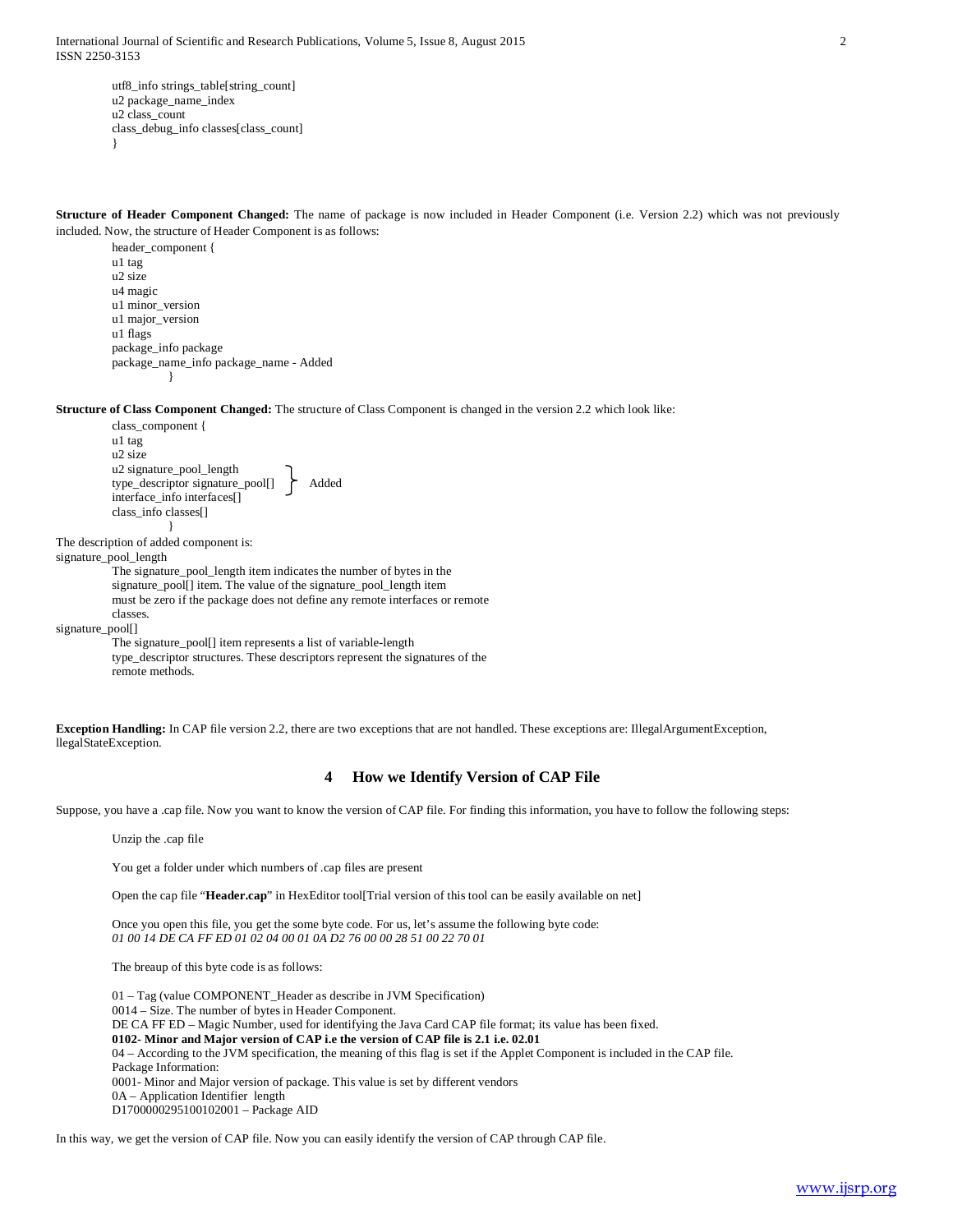```
utf8_info strings_table[string_count]
u2 package_name_index
u2 class_count
class_debug_info classes[class_count]
}
```

**Structure of Header Component Changed:** The name of package is now included in Header Component (i.e. Version 2.2) which was not previously included. Now, the structure of Header Component is as follows:

```
header_component {
u1 tag
u2 size
u4 magic
u1 minor_version
u1 major_version
u1 flags
package_info package
package_name_info package_name - Added
}
```

**Structure of Class Component Changed:** The structure of Class Component is changed in the version 2.2 which look like:

```
class_component {
u1 tag
u2 size
u2 signature_pool_length          }  Added
type_descriptor signature_pool[]  }
interface_info interfaces[]
class_info classes[]
}
```

The description of added component is:

signature_pool_length

The signature_pool_length item indicates the number of bytes in the signature_pool[] item. The value of the signature_pool_length item must be zero if the package does not define any remote interfaces or remote classes.

signature_pool[]

The signature_pool[] item represents a list of variable-length type_descriptor structures. These descriptors represent the signatures of the remote methods.

**Exception Handling:** In CAP file version 2.2, there are two exceptions that are not handled. These exceptions are: IllegalArgumentException, llegalStateException.

## 4 How we Identify Version of CAP File

Suppose, you have a .cap file. Now you want to know the version of CAP file. For finding this information, you have to follow the following steps:

Unzip the .cap file

You get a folder under which numbers of .cap files are present

Open the cap file "**Header.cap**" in HexEditor tool[Trial version of this tool can be easily available on net]

Once you open this file, you get the some byte code. For us, let's assume the following byte code:
*01 00 14 DE CA FF ED 01 02 04 00 01 0A D2 76 00 00 28 51 00 22 70 01*

The breaup of this byte code is as follows:

01 – Tag (value COMPONENT_Header as describe in JVM Specification)
0014 – Size. The number of bytes in Header Component.
DE CA FF ED – Magic Number, used for identifying the Java Card CAP file format; its value has been fixed.
**0102- Minor and Major version of CAP i.e the version of CAP file is 2.1 i.e. 02.01**
04 – According to the JVM specification, the meaning of this flag is set if the Applet Component is included in the CAP file.
Package Information:
0001- Minor and Major version of package. This value is set by different vendors
0A – Application Identifier length
D1700000295100102001 – Package AID

In this way, we get the version of CAP file. Now you can easily identify the version of CAP through CAP file.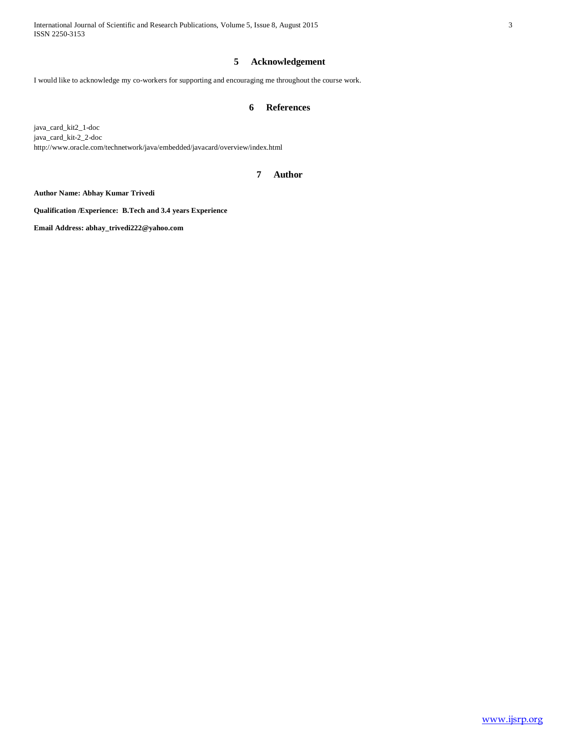## 5 Acknowledgement

I would like to acknowledge my co-workers for supporting and encouraging me throughout the course work.

## 6 References

java_card_kit2_1-doc
java_card_kit-2_2-doc
http://www.oracle.com/technetwork/java/embedded/javacard/overview/index.html

## 7 Author

**Author Name: Abhay Kumar Trivedi**

**Qualification /Experience: B.Tech and 3.4 years Experience**

**Email Address: abhay_trivedi222@yahoo.com**